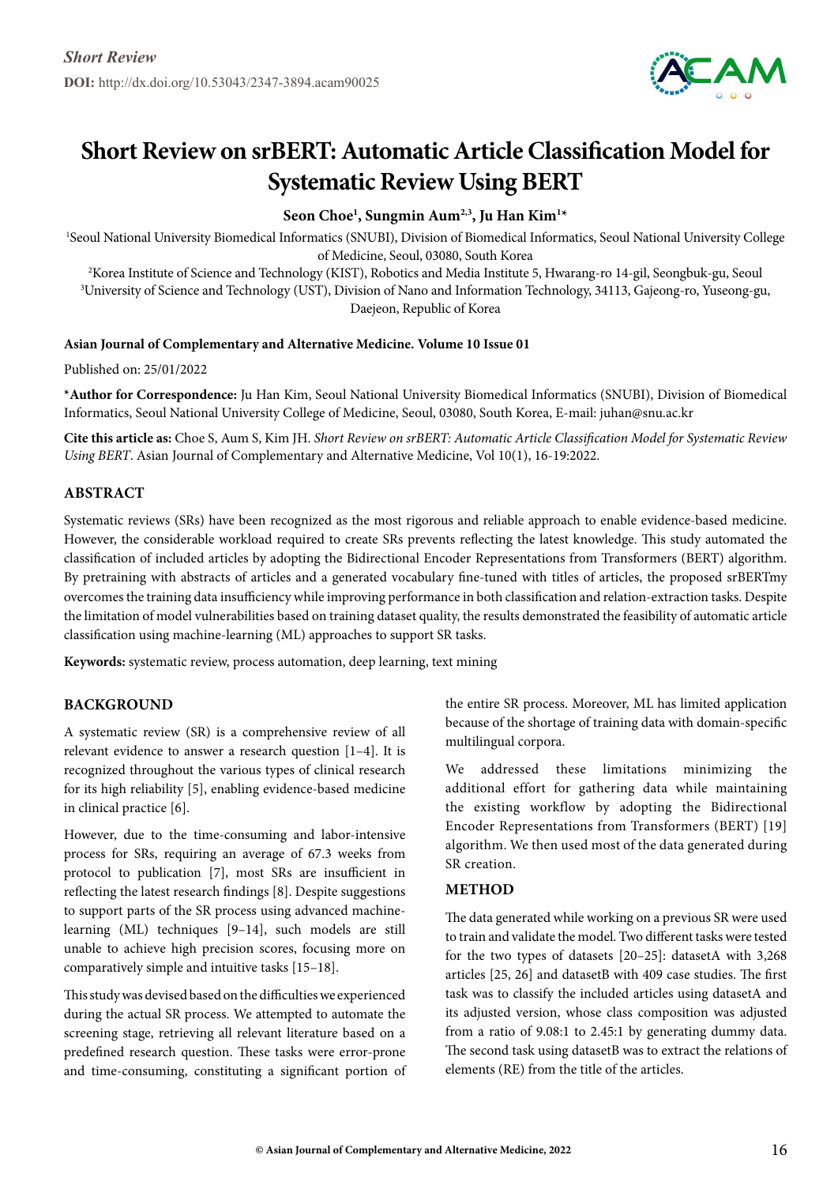*Short Review*

**DOI:** http://dx.doi.org/10.53043/2347-3894.acam90025

# Short Review on srBERT: Automatic Article Classification Model for Systematic Review Using BERT

**Seon Choe[1], Sungmin Aum[2,3], Ju Han Kim[1*]**

[1]Seoul National University Biomedical Informatics (SNUBI), Division of Biomedical Informatics, Seoul National University College of Medicine, Seoul, 03080, South Korea

[2]Korea Institute of Science and Technology (KIST), Robotics and Media Institute 5, Hwarang-ro 14-gil, Seongbuk-gu, Seoul

[3]University of Science and Technology (UST), Division of Nano and Information Technology, 34113, Gajeong-ro, Yuseong-gu, Daejeon, Republic of Korea

**Asian Journal of Complementary and Alternative Medicine. Volume 10 Issue 01**

Published on: 25/01/2022

***Author for Correspondence:** Ju Han Kim, Seoul National University Biomedical Informatics (SNUBI), Division of Biomedical Informatics, Seoul National University College of Medicine, Seoul, 03080, South Korea, E-mail: juhan@snu.ac.kr

**Cite this article as:** Choe S, Aum S, Kim JH. *Short Review on srBERT: Automatic Article Classification Model for Systematic Review Using BERT*. Asian Journal of Complementary and Alternative Medicine, Vol 10(1), 16-19:2022.

## ABSTRACT

Systematic reviews (SRs) have been recognized as the most rigorous and reliable approach to enable evidence-based medicine. However, the considerable workload required to create SRs prevents reflecting the latest knowledge. This study automated the classification of included articles by adopting the Bidirectional Encoder Representations from Transformers (BERT) algorithm. By pretraining with abstracts of articles and a generated vocabulary fine-tuned with titles of articles, the proposed srBERTmy overcomes the training data insufficiency while improving performance in both classification and relation-extraction tasks. Despite the limitation of model vulnerabilities based on training dataset quality, the results demonstrated the feasibility of automatic article classification using machine-learning (ML) approaches to support SR tasks.

**Keywords:** systematic review, process automation, deep learning, text mining

## BACKGROUND

A systematic review (SR) is a comprehensive review of all relevant evidence to answer a research question [1–4]. It is recognized throughout the various types of clinical research for its high reliability [5], enabling evidence-based medicine in clinical practice [6].

However, due to the time-consuming and labor-intensive process for SRs, requiring an average of 67.3 weeks from protocol to publication [7], most SRs are insufficient in reflecting the latest research findings [8]. Despite suggestions to support parts of the SR process using advanced machine-learning (ML) techniques [9–14], such models are still unable to achieve high precision scores, focusing more on comparatively simple and intuitive tasks [15–18].

This study was devised based on the difficulties we experienced during the actual SR process. We attempted to automate the screening stage, retrieving all relevant literature based on a predefined research question. These tasks were error-prone and time-consuming, constituting a significant portion of the entire SR process. Moreover, ML has limited application because of the shortage of training data with domain-specific multilingual corpora.

We addressed these limitations minimizing the additional effort for gathering data while maintaining the existing workflow by adopting the Bidirectional Encoder Representations from Transformers (BERT) [19] algorithm. We then used most of the data generated during SR creation.

## METHOD

The data generated while working on a previous SR were used to train and validate the model. Two different tasks were tested for the two types of datasets [20–25]: datasetA with 3,268 articles [25, 26] and datasetB with 409 case studies. The first task was to classify the included articles using datasetA and its adjusted version, whose class composition was adjusted from a ratio of 9.08:1 to 2.45:1 by generating dummy data. The second task using datasetB was to extract the relations of elements (RE) from the title of the articles.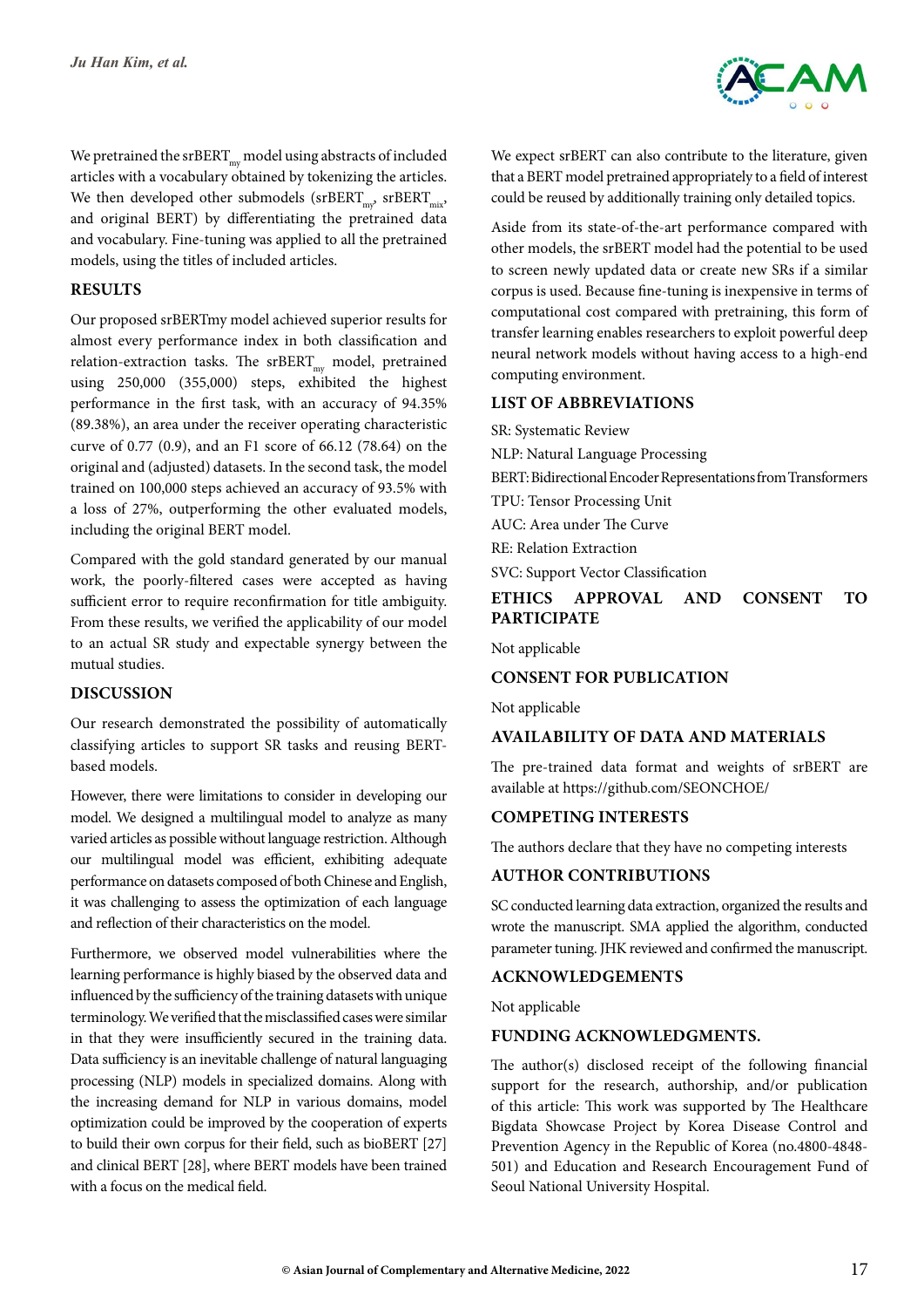We pretrained the srBERT$_{my}$ model using abstracts of included articles with a vocabulary obtained by tokenizing the articles. We then developed other submodels (srBERT$_{my}$, srBERT$_{mix}$, and original BERT) by differentiating the pretrained data and vocabulary. Fine-tuning was applied to all the pretrained models, using the titles of included articles.

## RESULTS

Our proposed srBERTmy model achieved superior results for almost every performance index in both classification and relation-extraction tasks. The srBERT$_{my}$ model, pretrained using 250,000 (355,000) steps, exhibited the highest performance in the first task, with an accuracy of 94.35% (89.38%), an area under the receiver operating characteristic curve of 0.77 (0.9), and an F1 score of 66.12 (78.64) on the original and (adjusted) datasets. In the second task, the model trained on 100,000 steps achieved an accuracy of 93.5% with a loss of 27%, outperforming the other evaluated models, including the original BERT model.

Compared with the gold standard generated by our manual work, the poorly-filtered cases were accepted as having sufficient error to require reconfirmation for title ambiguity. From these results, we verified the applicability of our model to an actual SR study and expectable synergy between the mutual studies.

## DISCUSSION

Our research demonstrated the possibility of automatically classifying articles to support SR tasks and reusing BERT-based models.

However, there were limitations to consider in developing our model. We designed a multilingual model to analyze as many varied articles as possible without language restriction. Although our multilingual model was efficient, exhibiting adequate performance on datasets composed of both Chinese and English, it was challenging to assess the optimization of each language and reflection of their characteristics on the model.

Furthermore, we observed model vulnerabilities where the learning performance is highly biased by the observed data and influenced by the sufficiency of the training datasets with unique terminology. We verified that the misclassified cases were similar in that they were insufficiently secured in the training data. Data sufficiency is an inevitable challenge of natural languaging processing (NLP) models in specialized domains. Along with the increasing demand for NLP in various domains, model optimization could be improved by the cooperation of experts to build their own corpus for their field, such as bioBERT [27] and clinical BERT [28], where BERT models have been trained with a focus on the medical field.

We expect srBERT can also contribute to the literature, given that a BERT model pretrained appropriately to a field of interest could be reused by additionally training only detailed topics.

Aside from its state-of-the-art performance compared with other models, the srBERT model had the potential to be used to screen newly updated data or create new SRs if a similar corpus is used. Because fine-tuning is inexpensive in terms of computational cost compared with pretraining, this form of transfer learning enables researchers to exploit powerful deep neural network models without having access to a high-end computing environment.

## LIST OF ABBREVIATIONS

SR: Systematic Review

NLP: Natural Language Processing

BERT: Bidirectional Encoder Representations from Transformers

TPU: Tensor Processing Unit

AUC: Area under The Curve

RE: Relation Extraction

SVC: Support Vector Classification

## ETHICS APPROVAL AND CONSENT TO PARTICIPATE

Not applicable

## CONSENT FOR PUBLICATION

Not applicable

## AVAILABILITY OF DATA AND MATERIALS

The pre-trained data format and weights of srBERT are available at https://github.com/SEONCHOE/

## COMPETING INTERESTS

The authors declare that they have no competing interests

## AUTHOR CONTRIBUTIONS

SC conducted learning data extraction, organized the results and wrote the manuscript. SMA applied the algorithm, conducted parameter tuning. JHK reviewed and confirmed the manuscript.

## ACKNOWLEDGEMENTS

Not applicable

## FUNDING ACKNOWLEDGMENTS.

The author(s) disclosed receipt of the following financial support for the research, authorship, and/or publication of this article: This work was supported by The Healthcare Bigdata Showcase Project by Korea Disease Control and Prevention Agency in the Republic of Korea (no.4800-4848-501) and Education and Research Encouragement Fund of Seoul National University Hospital.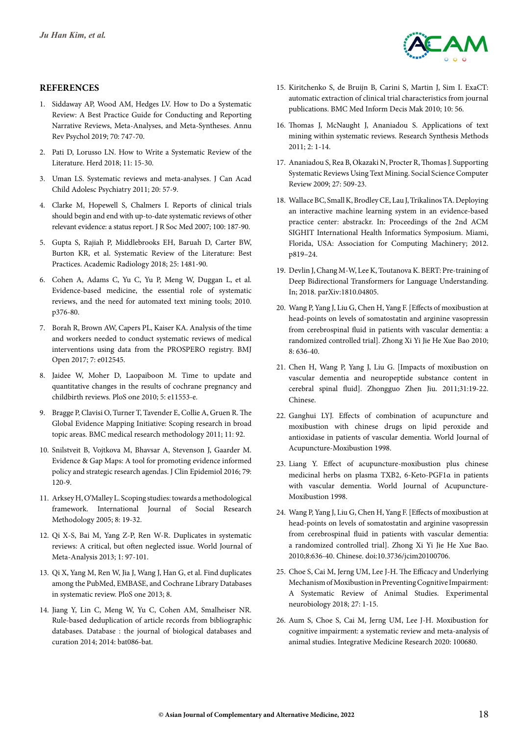## REFERENCES

1. Siddaway AP, Wood AM, Hedges LV. How to Do a Systematic Review: A Best Practice Guide for Conducting and Reporting Narrative Reviews, Meta-Analyses, and Meta-Syntheses. Annu Rev Psychol 2019; 70: 747-70.

2. Pati D, Lorusso LN. How to Write a Systematic Review of the Literature. Herd 2018; 11: 15-30.

3. Uman LS. Systematic reviews and meta-analyses. J Can Acad Child Adolesc Psychiatry 2011; 20: 57-9.

4. Clarke M, Hopewell S, Chalmers I. Reports of clinical trials should begin and end with up-to-date systematic reviews of other relevant evidence: a status report. J R Soc Med 2007; 100: 187-90.

5. Gupta S, Rajiah P, Middlebrooks EH, Baruah D, Carter BW, Burton KR, et al. Systematic Review of the Literature: Best Practices. Academic Radiology 2018; 25: 1481-90.

6. Cohen A, Adams C, Yu C, Yu P, Meng W, Duggan L, et al. Evidence-based medicine, the essential role of systematic reviews, and the need for automated text mining tools; 2010. p376-80.

7. Borah R, Brown AW, Capers PL, Kaiser KA. Analysis of the time and workers needed to conduct systematic reviews of medical interventions using data from the PROSPERO registry. BMJ Open 2017; 7: e012545.

8. Jaidee W, Moher D, Laopaiboon M. Time to update and quantitative changes in the results of cochrane pregnancy and childbirth reviews. PloS one 2010; 5: e11553-e.

9. Bragge P, Clavisi O, Turner T, Tavender E, Collie A, Gruen R. The Global Evidence Mapping Initiative: Scoping research in broad topic areas. BMC medical research methodology 2011; 11: 92.

10. Snilstveit B, Vojtkova M, Bhavsar A, Stevenson J, Gaarder M. Evidence & Gap Maps: A tool for promoting evidence informed policy and strategic research agendas. J Clin Epidemiol 2016; 79: 120-9.

11. Arksey H, O'Malley L. Scoping studies: towards a methodological framework. International Journal of Social Research Methodology 2005; 8: 19-32.

12. Qi X-S, Bai M, Yang Z-P, Ren W-R. Duplicates in systematic reviews: A critical, but often neglected issue. World Journal of Meta-Analysis 2013; 1: 97-101.

13. Qi X, Yang M, Ren W, Jia J, Wang J, Han G, et al. Find duplicates among the PubMed, EMBASE, and Cochrane Library Databases in systematic review. PloS one 2013; 8.

14. Jiang Y, Lin C, Meng W, Yu C, Cohen AM, Smalheiser NR. Rule-based deduplication of article records from bibliographic databases. Database : the journal of biological databases and curation 2014; 2014: bat086-bat.

15. Kiritchenko S, de Bruijn B, Carini S, Martin J, Sim I. ExaCT: automatic extraction of clinical trial characteristics from journal publications. BMC Med Inform Decis Mak 2010; 10: 56.

16. Thomas J, McNaught J, Ananiadou S. Applications of text mining within systematic reviews. Research Synthesis Methods 2011; 2: 1-14.

17. Ananiadou S, Rea B, Okazaki N, Procter R, Thomas J. Supporting Systematic Reviews Using Text Mining. Social Science Computer Review 2009; 27: 509-23.

18. Wallace BC, Small K, Brodley CE, Lau J, Trikalinos TA. Deploying an interactive machine learning system in an evidence-based practice center: abstrackr. In: Proceedings of the 2nd ACM SIGHIT International Health Informatics Symposium. Miami, Florida, USA: Association for Computing Machinery; 2012. p819–24.

19. Devlin J, Chang M-W, Lee K, Toutanova K. BERT: Pre-training of Deep Bidirectional Transformers for Language Understanding. In; 2018. parXiv:1810.04805.

20. Wang P, Yang J, Liu G, Chen H, Yang F. [Effects of moxibustion at head-points on levels of somatostatin and arginine vasopressin from cerebrospinal fluid in patients with vascular dementia: a randomized controlled trial]. Zhong Xi Yi Jie He Xue Bao 2010; 8: 636-40.

21. Chen H, Wang P, Yang J, Liu G. [Impacts of moxibustion on vascular dementia and neuropeptide substance content in cerebral spinal fluid]. Zhongguo Zhen Jiu. 2011;31:19-22. Chinese.

22. Ganghui LYJ. Effects of combination of acupuncture and moxibustion with chinese drugs on lipid peroxide and antioxidase in patients of vascular dementia. World Journal of Acupuncture-Moxibustion 1998.

23. Liang Y. Effect of acupuncture-moxibustion plus chinese medicinal herbs on plasma TXB2, 6-Keto-PGF1α in patients with vascular dementia. World Journal of Acupuncture-Moxibustion 1998.

24. Wang P, Yang J, Liu G, Chen H, Yang F. [Effects of moxibustion at head-points on levels of somatostatin and arginine vasopressin from cerebrospinal fluid in patients with vascular dementia: a randomized controlled trial]. Zhong Xi Yi Jie He Xue Bao. 2010;8:636-40. Chinese. doi:10.3736/jcim20100706.

25. Choe S, Cai M, Jerng UM, Lee J-H. The Efficacy and Underlying Mechanism of Moxibustion in Preventing Cognitive Impairment: A Systematic Review of Animal Studies. Experimental neurobiology 2018; 27: 1-15.

26. Aum S, Choe S, Cai M, Jerng UM, Lee J-H. Moxibustion for cognitive impairment: a systematic review and meta-analysis of animal studies. Integrative Medicine Research 2020: 100680.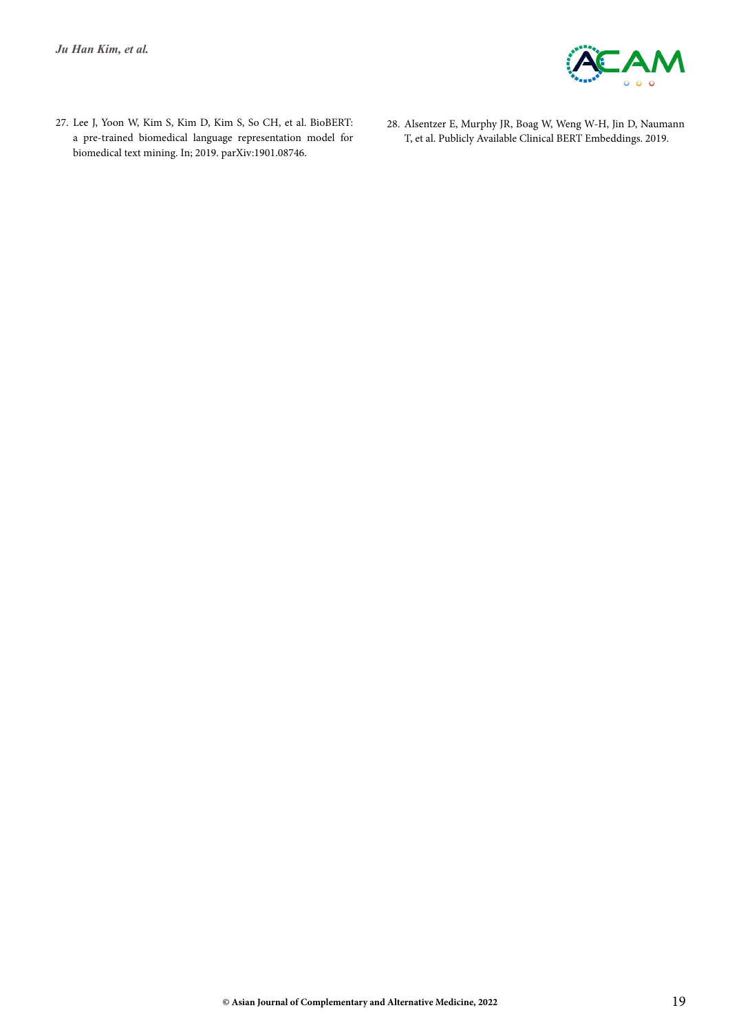27. Lee J, Yoon W, Kim S, Kim D, Kim S, So CH, et al. BioBERT: a pre-trained biomedical language representation model for biomedical text mining. In; 2019. parXiv:1901.08746.
28. Alsentzer E, Murphy JR, Boag W, Weng W-H, Jin D, Naumann T, et al. Publicly Available Clinical BERT Embeddings. 2019.